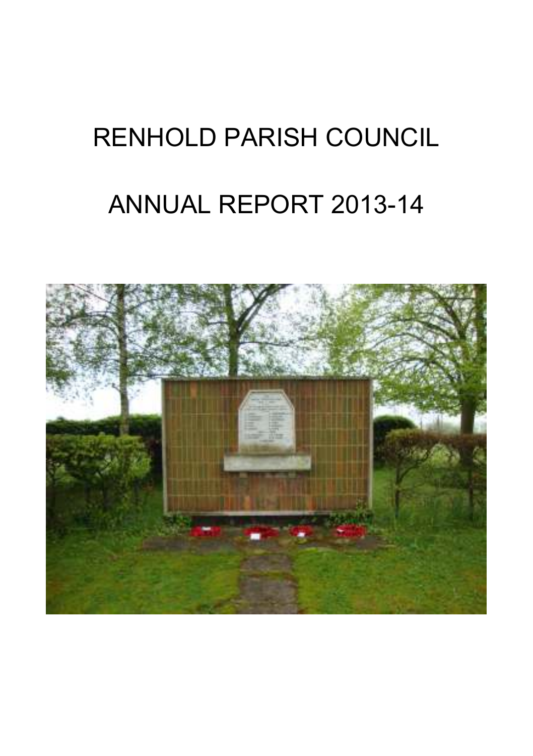# RENHOLD PARISH COUNCIL

# ANNUAL REPORT 2013-14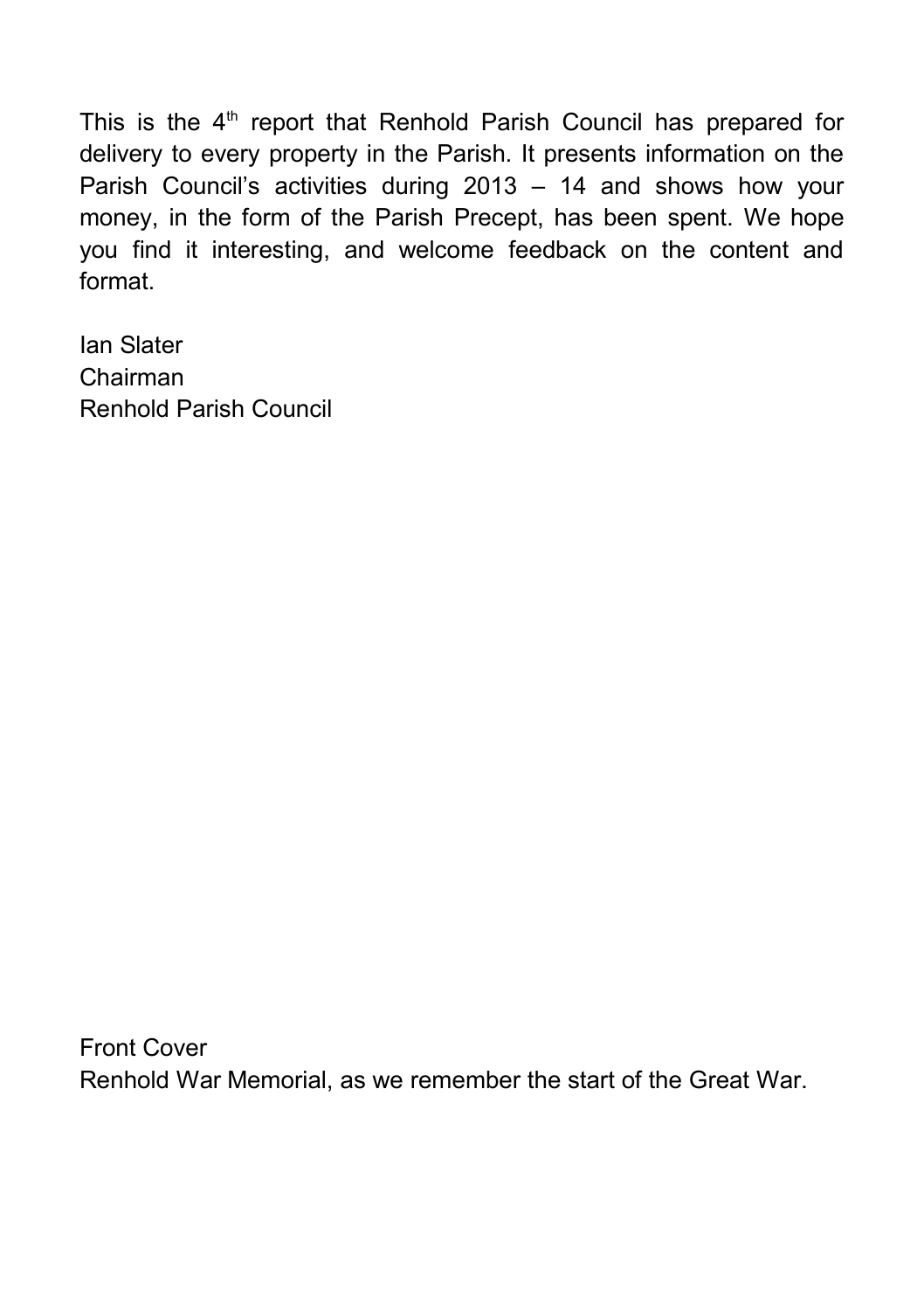This is the 4th report that Renhold Parish Council has prepared for delivery to every property in the Parish. It presents information on the Parish Council's activities during 2013 – 14 and shows how your money, in the form of the Parish Precept, has been spent. We hope you find it interesting, and welcome feedback on the content and format.

Ian Slater
Chairman
Renhold Parish Council

Front Cover
Renhold War Memorial, as we remember the start of the Great War.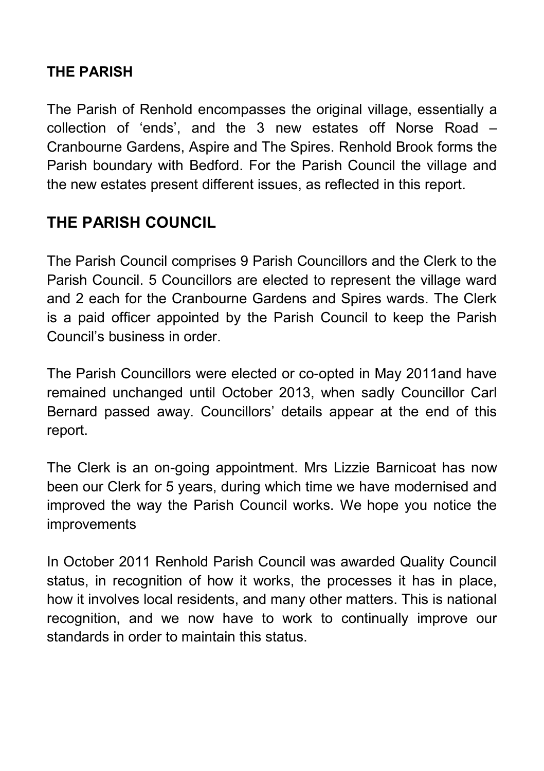## THE PARISH

The Parish of Renhold encompasses the original village, essentially a collection of 'ends', and the 3 new estates off Norse Road – Cranbourne Gardens, Aspire and The Spires. Renhold Brook forms the Parish boundary with Bedford. For the Parish Council the village and the new estates present different issues, as reflected in this report.

## THE PARISH COUNCIL

The Parish Council comprises 9 Parish Councillors and the Clerk to the Parish Council. 5 Councillors are elected to represent the village ward and 2 each for the Cranbourne Gardens and Spires wards. The Clerk is a paid officer appointed by the Parish Council to keep the Parish Council's business in order.

The Parish Councillors were elected or co-opted in May 2011and have remained unchanged until October 2013, when sadly Councillor Carl Bernard passed away. Councillors' details appear at the end of this report.

The Clerk is an on-going appointment. Mrs Lizzie Barnicoat has now been our Clerk for 5 years, during which time we have modernised and improved the way the Parish Council works. We hope you notice the improvements

In October 2011 Renhold Parish Council was awarded Quality Council status, in recognition of how it works, the processes it has in place, how it involves local residents, and many other matters. This is national recognition, and we now have to work to continually improve our standards in order to maintain this status.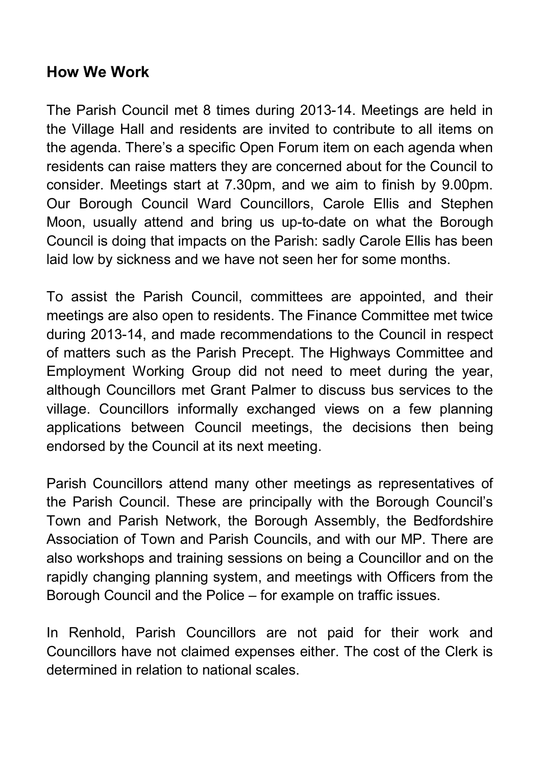## How We Work

The Parish Council met 8 times during 2013-14. Meetings are held in the Village Hall and residents are invited to contribute to all items on the agenda. There's a specific Open Forum item on each agenda when residents can raise matters they are concerned about for the Council to consider. Meetings start at 7.30pm, and we aim to finish by 9.00pm. Our Borough Council Ward Councillors, Carole Ellis and Stephen Moon, usually attend and bring us up-to-date on what the Borough Council is doing that impacts on the Parish: sadly Carole Ellis has been laid low by sickness and we have not seen her for some months.

To assist the Parish Council, committees are appointed, and their meetings are also open to residents. The Finance Committee met twice during 2013-14, and made recommendations to the Council in respect of matters such as the Parish Precept. The Highways Committee and Employment Working Group did not need to meet during the year, although Councillors met Grant Palmer to discuss bus services to the village. Councillors informally exchanged views on a few planning applications between Council meetings, the decisions then being endorsed by the Council at its next meeting.

Parish Councillors attend many other meetings as representatives of the Parish Council. These are principally with the Borough Council's Town and Parish Network, the Borough Assembly, the Bedfordshire Association of Town and Parish Councils, and with our MP. There are also workshops and training sessions on being a Councillor and on the rapidly changing planning system, and meetings with Officers from the Borough Council and the Police – for example on traffic issues.

In Renhold, Parish Councillors are not paid for their work and Councillors have not claimed expenses either. The cost of the Clerk is determined in relation to national scales.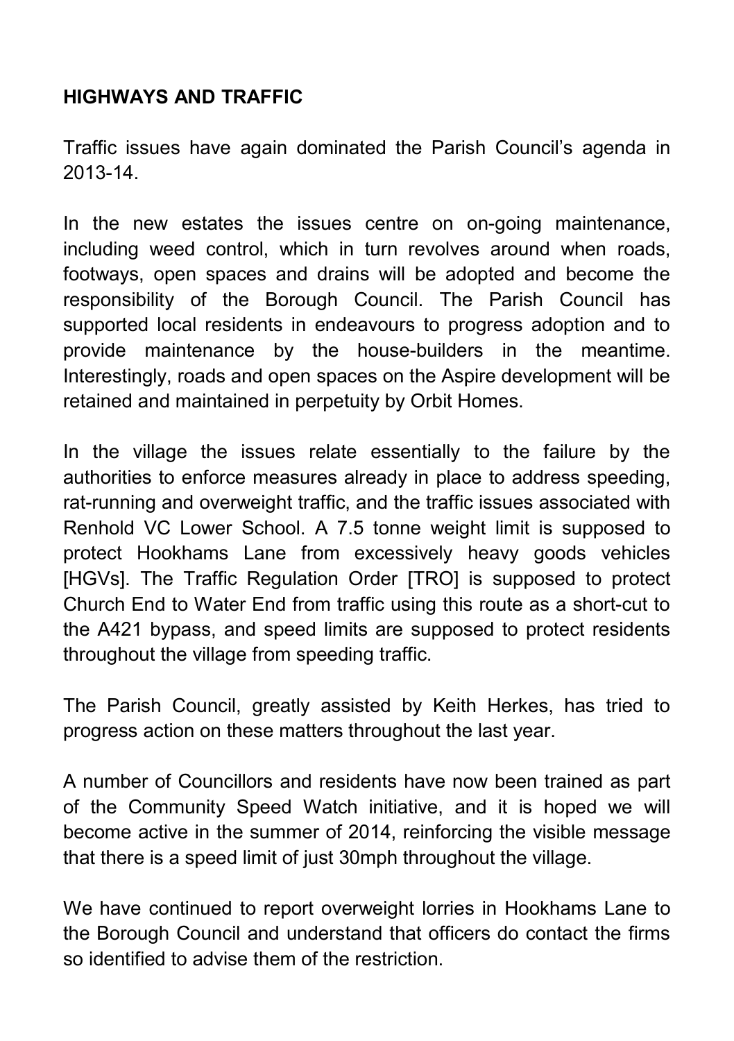**HIGHWAYS AND TRAFFIC**

Traffic issues have again dominated the Parish Council's agenda in 2013-14.

In the new estates the issues centre on on-going maintenance, including weed control, which in turn revolves around when roads, footways, open spaces and drains will be adopted and become the responsibility of the Borough Council. The Parish Council has supported local residents in endeavours to progress adoption and to provide maintenance by the house-builders in the meantime. Interestingly, roads and open spaces on the Aspire development will be retained and maintained in perpetuity by Orbit Homes.

In the village the issues relate essentially to the failure by the authorities to enforce measures already in place to address speeding, rat-running and overweight traffic, and the traffic issues associated with Renhold VC Lower School. A 7.5 tonne weight limit is supposed to protect Hookhams Lane from excessively heavy goods vehicles [HGVs]. The Traffic Regulation Order [TRO] is supposed to protect Church End to Water End from traffic using this route as a short-cut to the A421 bypass, and speed limits are supposed to protect residents throughout the village from speeding traffic.

The Parish Council, greatly assisted by Keith Herkes, has tried to progress action on these matters throughout the last year.

A number of Councillors and residents have now been trained as part of the Community Speed Watch initiative, and it is hoped we will become active in the summer of 2014, reinforcing the visible message that there is a speed limit of just 30mph throughout the village.

We have continued to report overweight lorries in Hookhams Lane to the Borough Council and understand that officers do contact the firms so identified to advise them of the restriction.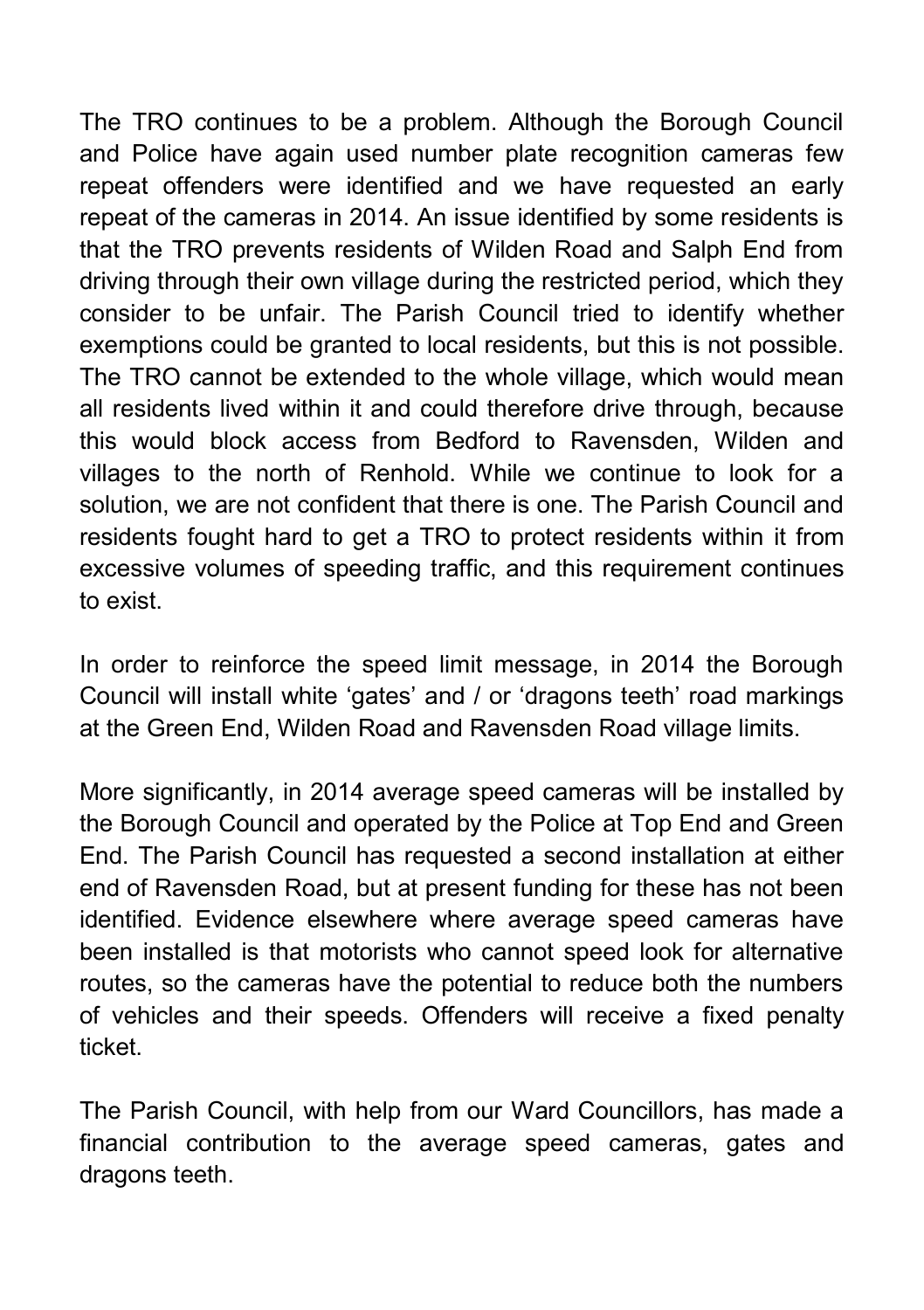The TRO continues to be a problem. Although the Borough Council and Police have again used number plate recognition cameras few repeat offenders were identified and we have requested an early repeat of the cameras in 2014. An issue identified by some residents is that the TRO prevents residents of Wilden Road and Salph End from driving through their own village during the restricted period, which they consider to be unfair. The Parish Council tried to identify whether exemptions could be granted to local residents, but this is not possible. The TRO cannot be extended to the whole village, which would mean all residents lived within it and could therefore drive through, because this would block access from Bedford to Ravensden, Wilden and villages to the north of Renhold. While we continue to look for a solution, we are not confident that there is one. The Parish Council and residents fought hard to get a TRO to protect residents within it from excessive volumes of speeding traffic, and this requirement continues to exist.

In order to reinforce the speed limit message, in 2014 the Borough Council will install white 'gates' and / or 'dragons teeth' road markings at the Green End, Wilden Road and Ravensden Road village limits.

More significantly, in 2014 average speed cameras will be installed by the Borough Council and operated by the Police at Top End and Green End. The Parish Council has requested a second installation at either end of Ravensden Road, but at present funding for these has not been identified. Evidence elsewhere where average speed cameras have been installed is that motorists who cannot speed look for alternative routes, so the cameras have the potential to reduce both the numbers of vehicles and their speeds. Offenders will receive a fixed penalty ticket.

The Parish Council, with help from our Ward Councillors, has made a financial contribution to the average speed cameras, gates and dragons teeth.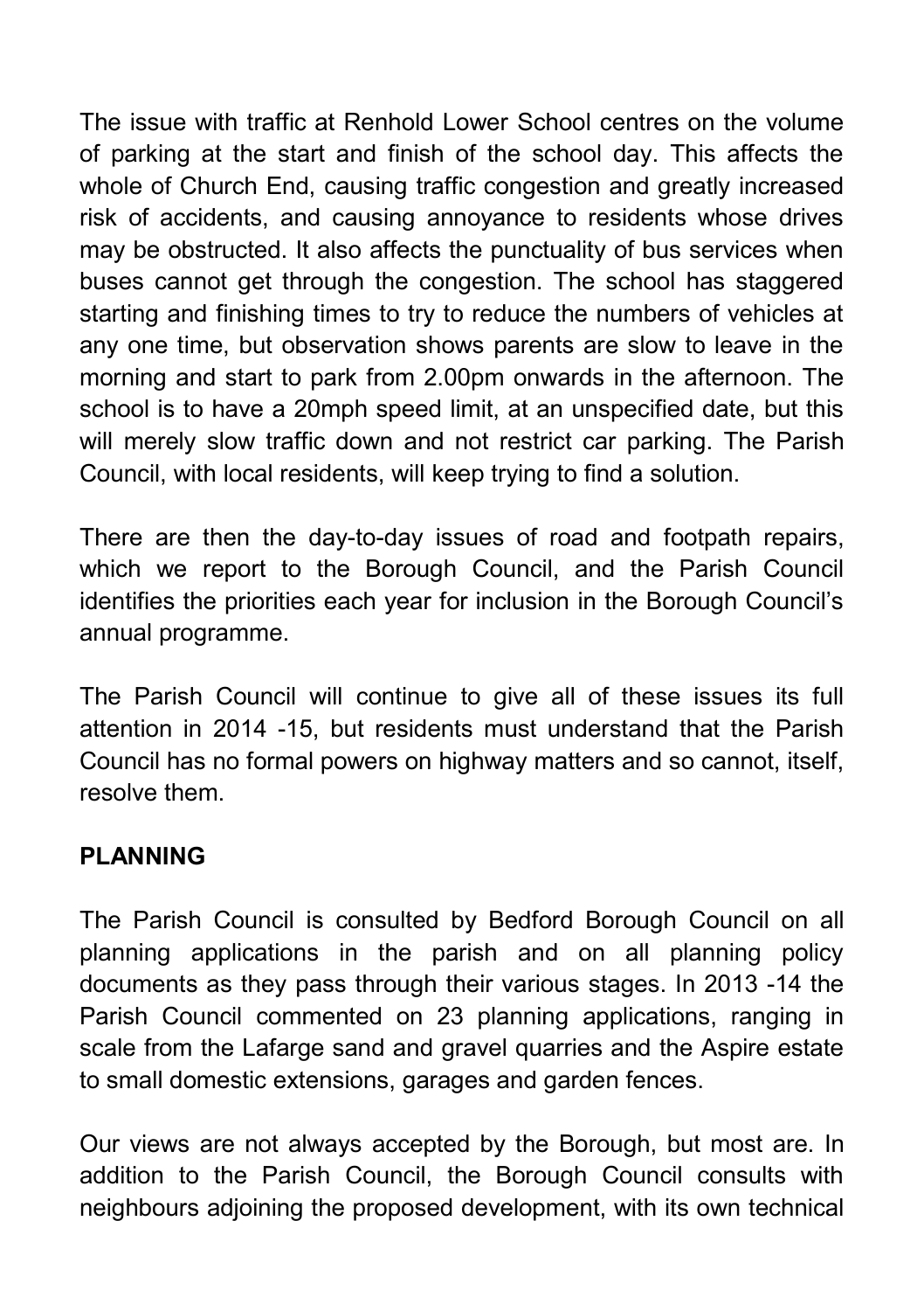The issue with traffic at Renhold Lower School centres on the volume of parking at the start and finish of the school day. This affects the whole of Church End, causing traffic congestion and greatly increased risk of accidents, and causing annoyance to residents whose drives may be obstructed. It also affects the punctuality of bus services when buses cannot get through the congestion. The school has staggered starting and finishing times to try to reduce the numbers of vehicles at any one time, but observation shows parents are slow to leave in the morning and start to park from 2.00pm onwards in the afternoon. The school is to have a 20mph speed limit, at an unspecified date, but this will merely slow traffic down and not restrict car parking. The Parish Council, with local residents, will keep trying to find a solution.

There are then the day-to-day issues of road and footpath repairs, which we report to the Borough Council, and the Parish Council identifies the priorities each year for inclusion in the Borough Council's annual programme.

The Parish Council will continue to give all of these issues its full attention in 2014 -15, but residents must understand that the Parish Council has no formal powers on highway matters and so cannot, itself, resolve them.

**PLANNING**

The Parish Council is consulted by Bedford Borough Council on all planning applications in the parish and on all planning policy documents as they pass through their various stages. In 2013 -14 the Parish Council commented on 23 planning applications, ranging in scale from the Lafarge sand and gravel quarries and the Aspire estate to small domestic extensions, garages and garden fences.

Our views are not always accepted by the Borough, but most are. In addition to the Parish Council, the Borough Council consults with neighbours adjoining the proposed development, with its own technical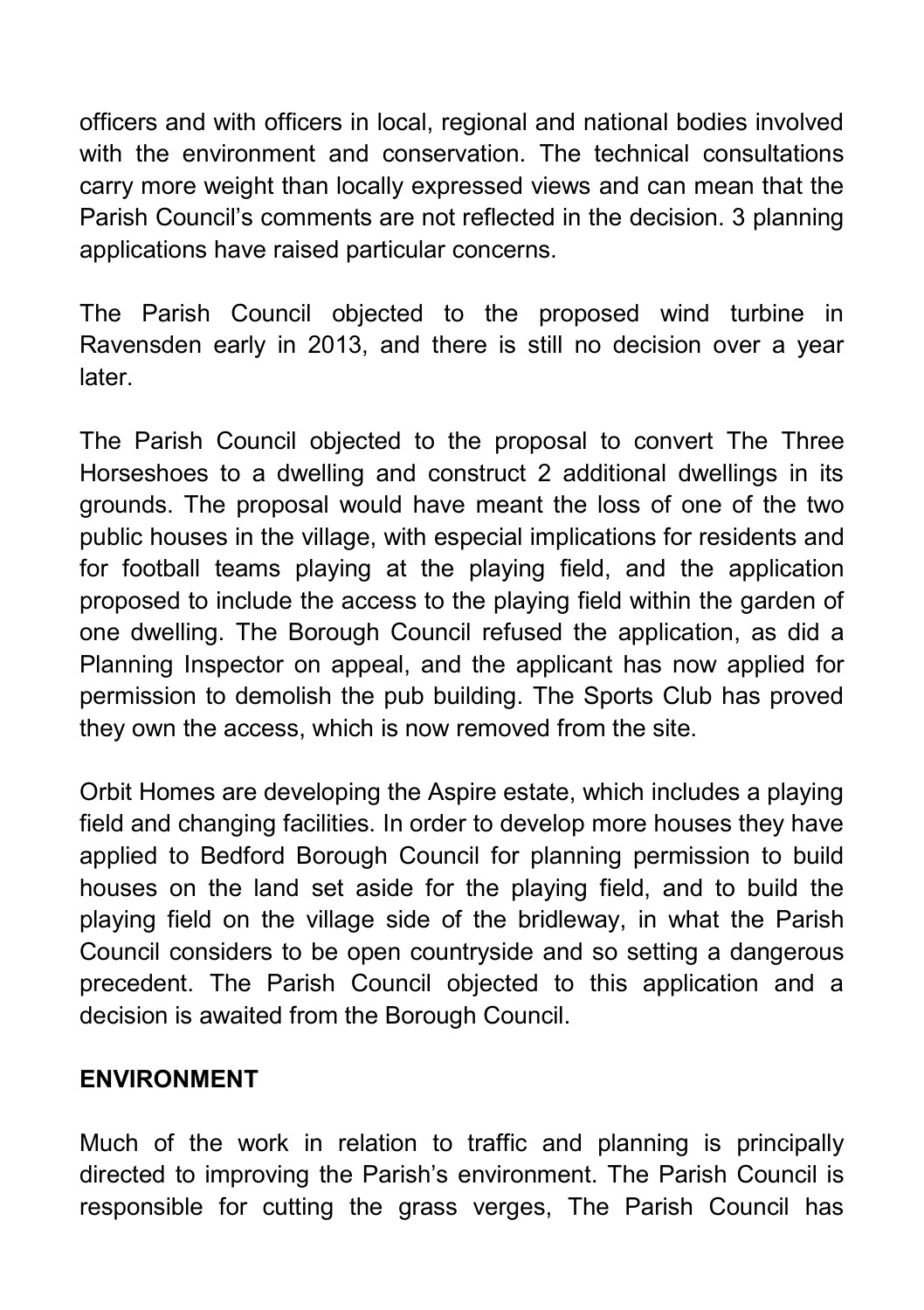officers and with officers in local, regional and national bodies involved with the environment and conservation. The technical consultations carry more weight than locally expressed views and can mean that the Parish Council's comments are not reflected in the decision. 3 planning applications have raised particular concerns.

The Parish Council objected to the proposed wind turbine in Ravensden early in 2013, and there is still no decision over a year later.

The Parish Council objected to the proposal to convert The Three Horseshoes to a dwelling and construct 2 additional dwellings in its grounds. The proposal would have meant the loss of one of the two public houses in the village, with especial implications for residents and for football teams playing at the playing field, and the application proposed to include the access to the playing field within the garden of one dwelling. The Borough Council refused the application, as did a Planning Inspector on appeal, and the applicant has now applied for permission to demolish the pub building. The Sports Club has proved they own the access, which is now removed from the site.

Orbit Homes are developing the Aspire estate, which includes a playing field and changing facilities. In order to develop more houses they have applied to Bedford Borough Council for planning permission to build houses on the land set aside for the playing field, and to build the playing field on the village side of the bridleway, in what the Parish Council considers to be open countryside and so setting a dangerous precedent. The Parish Council objected to this application and a decision is awaited from the Borough Council.

## ENVIRONMENT

Much of the work in relation to traffic and planning is principally directed to improving the Parish's environment. The Parish Council is responsible for cutting the grass verges, The Parish Council has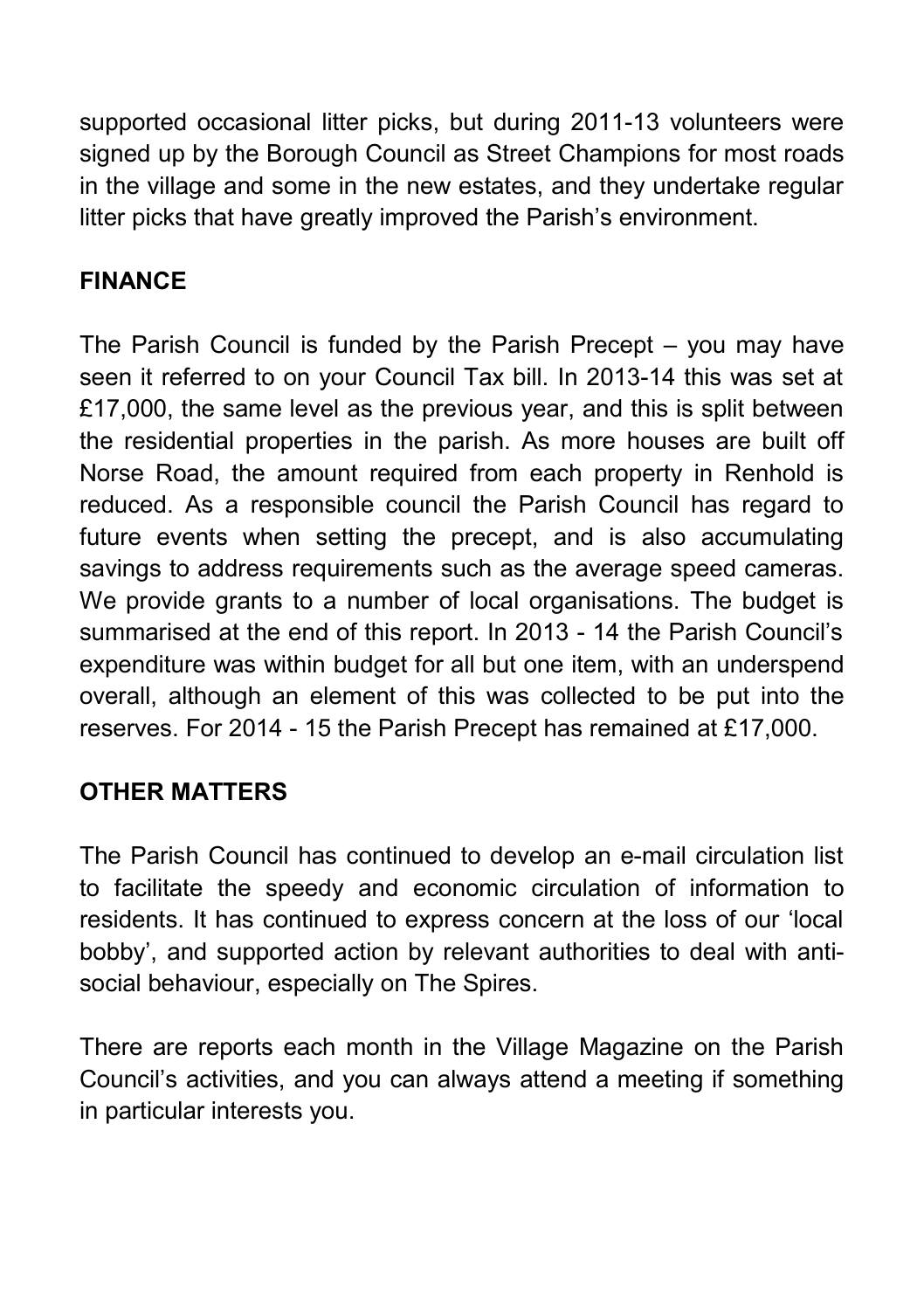supported occasional litter picks, but during 2011-13 volunteers were signed up by the Borough Council as Street Champions for most roads in the village and some in the new estates, and they undertake regular litter picks that have greatly improved the Parish's environment.

## FINANCE

The Parish Council is funded by the Parish Precept – you may have seen it referred to on your Council Tax bill. In 2013-14 this was set at £17,000, the same level as the previous year, and this is split between the residential properties in the parish. As more houses are built off Norse Road, the amount required from each property in Renhold is reduced. As a responsible council the Parish Council has regard to future events when setting the precept, and is also accumulating savings to address requirements such as the average speed cameras. We provide grants to a number of local organisations. The budget is summarised at the end of this report. In 2013 - 14 the Parish Council's expenditure was within budget for all but one item, with an underspend overall, although an element of this was collected to be put into the reserves. For 2014 - 15 the Parish Precept has remained at £17,000.

## OTHER MATTERS

The Parish Council has continued to develop an e-mail circulation list to facilitate the speedy and economic circulation of information to residents. It has continued to express concern at the loss of our 'local bobby', and supported action by relevant authorities to deal with anti-social behaviour, especially on The Spires.

There are reports each month in the Village Magazine on the Parish Council's activities, and you can always attend a meeting if something in particular interests you.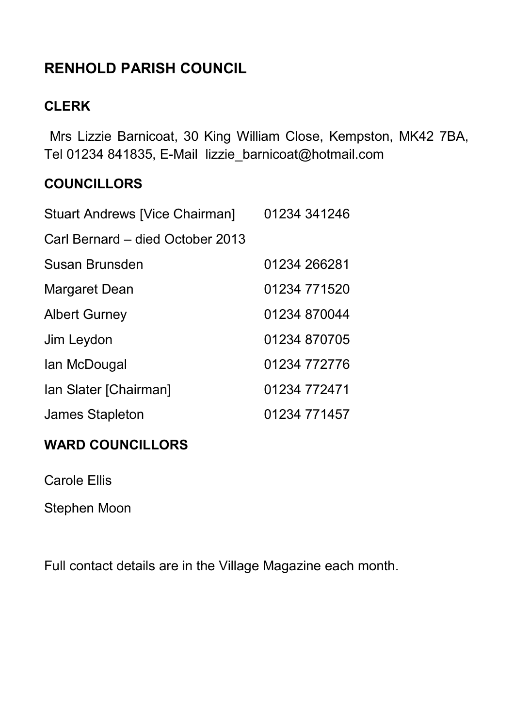## RENHOLD PARISH COUNCIL

### CLERK

Mrs Lizzie Barnicoat, 30 King William Close, Kempston, MK42 7BA, Tel 01234 841835, E-Mail lizzie_barnicoat@hotmail.com

### COUNCILLORS

| | |
|---|---|
| Stuart Andrews [Vice Chairman] | 01234 341246 |
| Carl Bernard – died October 2013 | |
| Susan Brunsden | 01234 266281 |
| Margaret Dean | 01234 771520 |
| Albert Gurney | 01234 870044 |
| Jim Leydon | 01234 870705 |
| Ian McDougal | 01234 772776 |
| Ian Slater [Chairman] | 01234 772471 |
| James Stapleton | 01234 771457 |

### WARD COUNCILLORS

Carole Ellis

Stephen Moon

Full contact details are in the Village Magazine each month.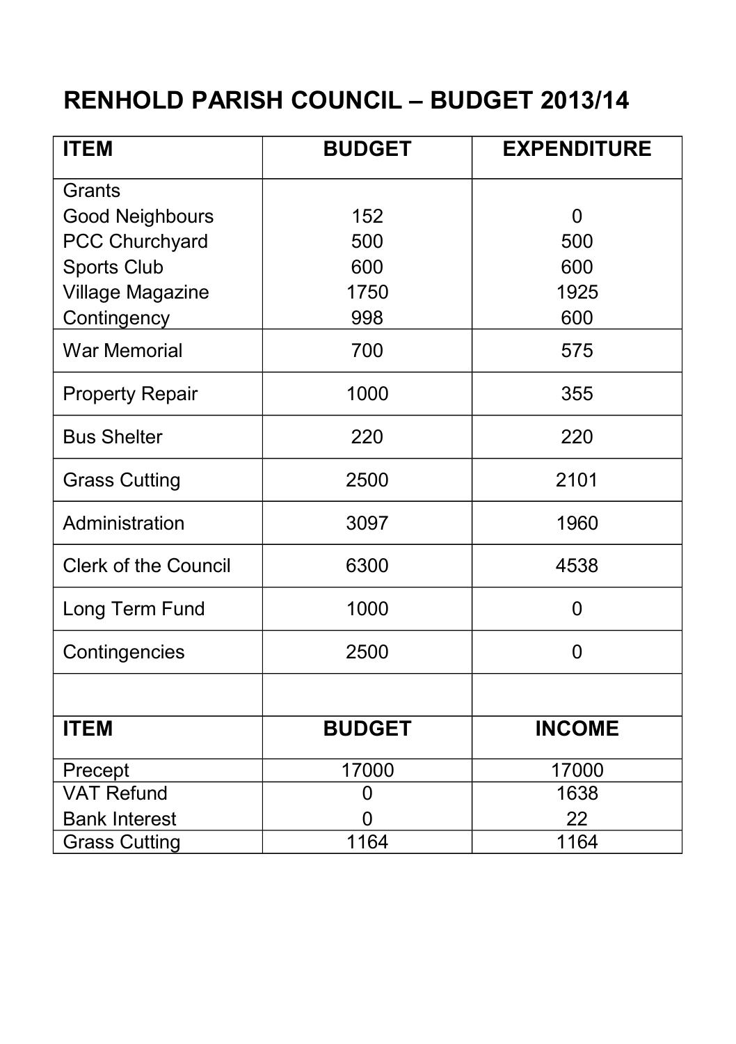# RENHOLD PARISH COUNCIL – BUDGET 2013/14

| ITEM | BUDGET | EXPENDITURE |
|---|---|---|
| Grants | | |
| Good Neighbours | 152 | 0 |
| PCC Churchyard | 500 | 500 |
| Sports Club | 600 | 600 |
| Village Magazine | 1750 | 1925 |
| Contingency | 998 | 600 |
| War Memorial | 700 | 575 |
| Property Repair | 1000 | 355 |
| Bus Shelter | 220 | 220 |
| Grass Cutting | 2500 | 2101 |
| Administration | 3097 | 1960 |
| Clerk of the Council | 6300 | 4538 |
| Long Term Fund | 1000 | 0 |
| Contingencies | 2500 | 0 |
| | | |
| **ITEM** | **BUDGET** | **INCOME** |
| Precept | 17000 | 17000 |
| VAT Refund | 0 | 1638 |
| Bank Interest | 0 | 22 |
| Grass Cutting | 1164 | 1164 |